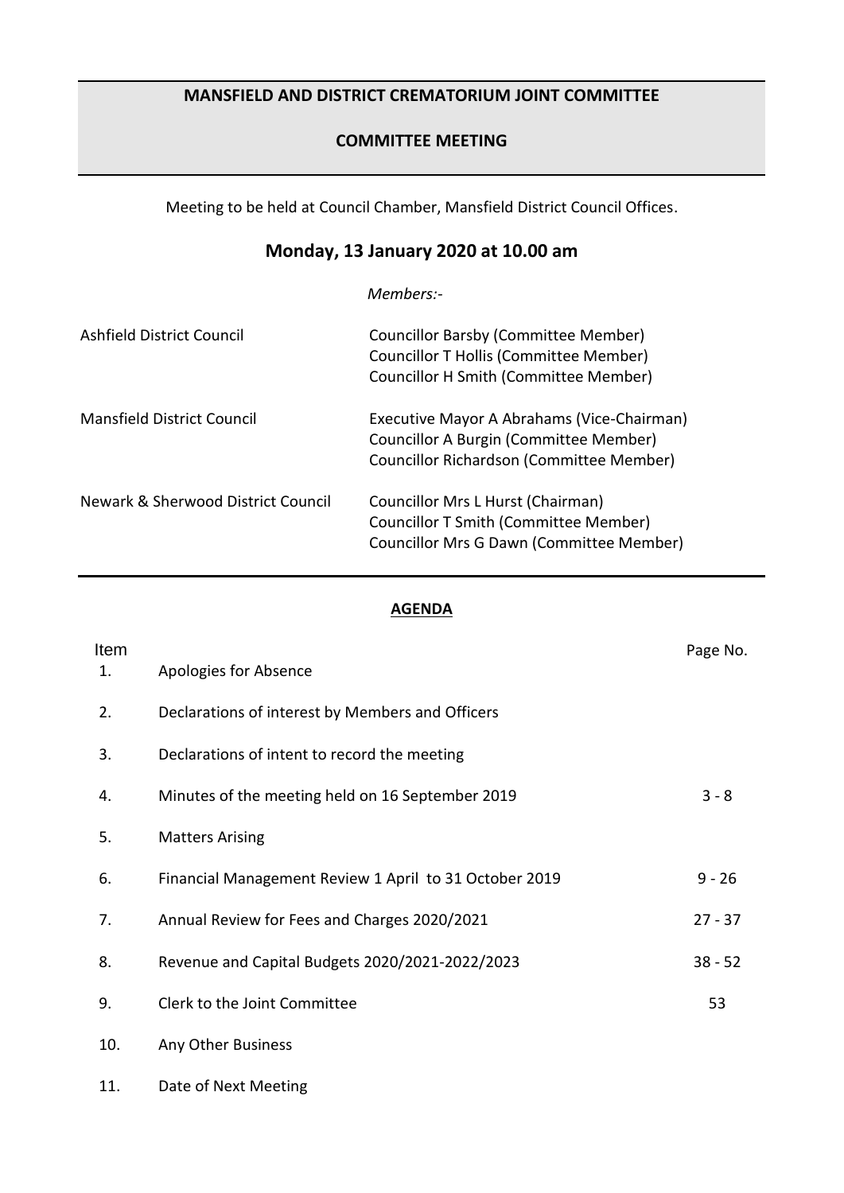# MANSFIELD AND DISTRICT CREMATORIUM JOINT COMMITTEE

## COMMITTEE MEETING

Meeting to be held at Council Chamber, Mansfield District Council Offices.

**Monday, 13 January 2020 at 10.00 am**

*Members:-*

| | |
|---|---|
| Ashfield District Council | Councillor Barsby (Committee Member)<br>Councillor T Hollis (Committee Member)<br>Councillor H Smith (Committee Member) |
| Mansfield District Council | Executive Mayor A Abrahams (Vice-Chairman)<br>Councillor A Burgin (Committee Member)<br>Councillor Richardson (Committee Member) |
| Newark & Sherwood District Council | Councillor Mrs L Hurst (Chairman)<br>Councillor T Smith (Committee Member)<br>Councillor Mrs G Dawn (Committee Member) |

**AGENDA**

| Item | | Page No. |
|---|---|---|
| 1. | Apologies for Absence | |
| 2. | Declarations of interest by Members and Officers | |
| 3. | Declarations of intent to record the meeting | |
| 4. | Minutes of the meeting held on 16 September 2019 | 3 - 8 |
| 5. | Matters Arising | |
| 6. | Financial Management Review 1 April to 31 October 2019 | 9 - 26 |
| 7. | Annual Review for Fees and Charges 2020/2021 | 27 - 37 |
| 8. | Revenue and Capital Budgets 2020/2021-2022/2023 | 38 - 52 |
| 9. | Clerk to the Joint Committee | 53 |
| 10. | Any Other Business | |
| 11. | Date of Next Meeting | |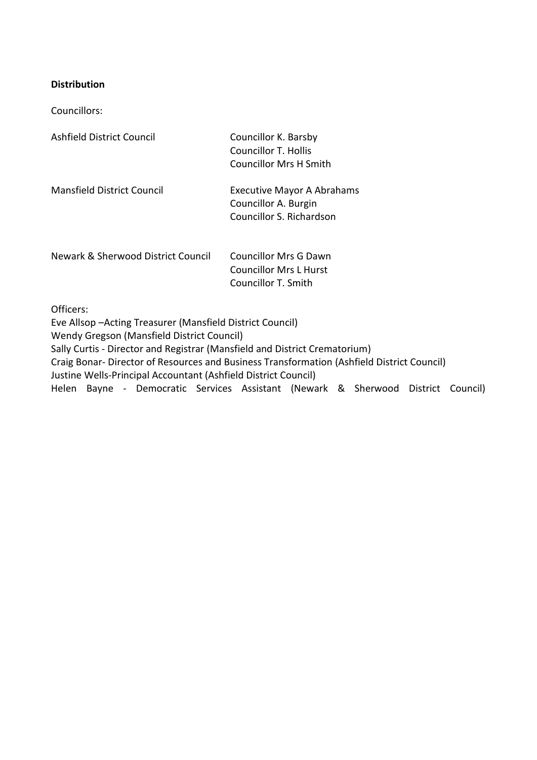**Distribution**

Councillors:

| | |
|---|---|
| Ashfield District Council | Councillor K. Barsby<br>Councillor T. Hollis<br>Councillor Mrs H Smith |
| Mansfield District Council | Executive Mayor A Abrahams<br>Councillor A. Burgin<br>Councillor S. Richardson |
| Newark & Sherwood District Council | Councillor Mrs G Dawn<br>Councillor Mrs L Hurst<br>Councillor T. Smith |

Officers:

Eve Allsop –Acting Treasurer (Mansfield District Council)
Wendy Gregson (Mansfield District Council)
Sally Curtis - Director and Registrar (Mansfield and District Crematorium)
Craig Bonar- Director of Resources and Business Transformation (Ashfield District Council)
Justine Wells-Principal Accountant (Ashfield District Council)
Helen Bayne - Democratic Services Assistant (Newark & Sherwood District Council)